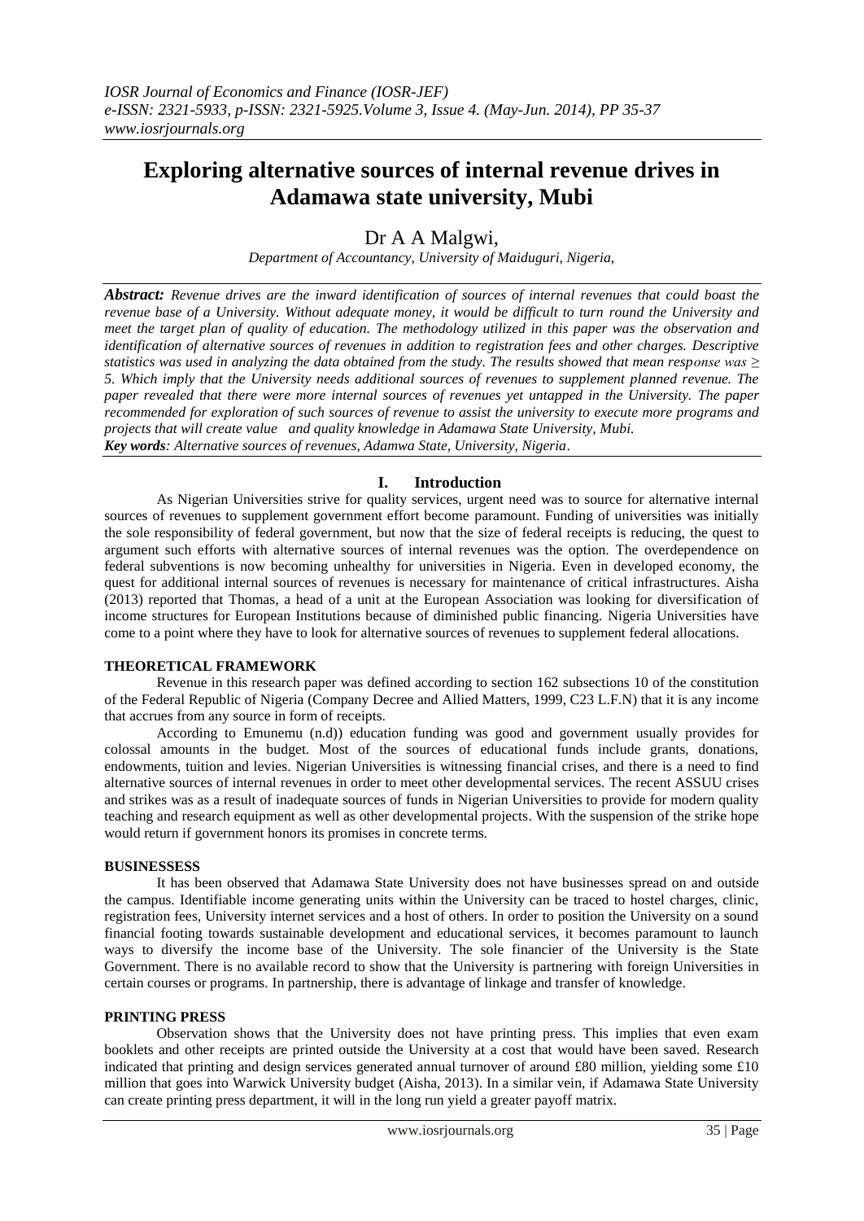# Exploring alternative sources of internal revenue drives in Adamawa state university, Mubi

Dr A A Malgwi,

*Department of Accountancy, University of Maiduguri, Nigeria,*

***Abstract:*** *Revenue drives are the inward identification of sources of internal revenues that could boast the revenue base of a University. Without adequate money, it would be difficult to turn round the University and meet the target plan of quality of education. The methodology utilized in this paper was the observation and identification of alternative sources of revenues in addition to registration fees and other charges. Descriptive statistics was used in analyzing the data obtained from the study. The results showed that mean response was ≥ 5. Which imply that the University needs additional sources of revenues to supplement planned revenue. The paper revealed that there were more internal sources of revenues yet untapped in the University. The paper recommended for exploration of such sources of revenue to assist the university to execute more programs and projects that will create value and quality knowledge in Adamawa State University, Mubi.*

***Key words****: Alternative sources of revenues, Adamwa State, University, Nigeria*.

## I. Introduction

As Nigerian Universities strive for quality services, urgent need was to source for alternative internal sources of revenues to supplement government effort become paramount. Funding of universities was initially the sole responsibility of federal government, but now that the size of federal receipts is reducing, the quest to argument such efforts with alternative sources of internal revenues was the option. The overdependence on federal subventions is now becoming unhealthy for universities in Nigeria. Even in developed economy, the quest for additional internal sources of revenues is necessary for maintenance of critical infrastructures. Aisha (2013) reported that Thomas, a head of a unit at the European Association was looking for diversification of income structures for European Institutions because of diminished public financing. Nigeria Universities have come to a point where they have to look for alternative sources of revenues to supplement federal allocations.

### THEORETICAL FRAMEWORK

Revenue in this research paper was defined according to section 162 subsections 10 of the constitution of the Federal Republic of Nigeria (Company Decree and Allied Matters, 1999, C23 L.F.N) that it is any income that accrues from any source in form of receipts.

According to Emunemu (n.d)) education funding was good and government usually provides for colossal amounts in the budget. Most of the sources of educational funds include grants, donations, endowments, tuition and levies. Nigerian Universities is witnessing financial crises, and there is a need to find alternative sources of internal revenues in order to meet other developmental services. The recent ASSUU crises and strikes was as a result of inadequate sources of funds in Nigerian Universities to provide for modern quality teaching and research equipment as well as other developmental projects. With the suspension of the strike hope would return if government honors its promises in concrete terms.

### BUSINESSESS

It has been observed that Adamawa State University does not have businesses spread on and outside the campus. Identifiable income generating units within the University can be traced to hostel charges, clinic, registration fees, University internet services and a host of others. In order to position the University on a sound financial footing towards sustainable development and educational services, it becomes paramount to launch ways to diversify the income base of the University. The sole financier of the University is the State Government. There is no available record to show that the University is partnering with foreign Universities in certain courses or programs. In partnership, there is advantage of linkage and transfer of knowledge.

### PRINTING PRESS

Observation shows that the University does not have printing press. This implies that even exam booklets and other receipts are printed outside the University at a cost that would have been saved. Research indicated that printing and design services generated annual turnover of around £80 million, yielding some £10 million that goes into Warwick University budget (Aisha, 2013). In a similar vein, if Adamawa State University can create printing press department, it will in the long run yield a greater payoff matrix.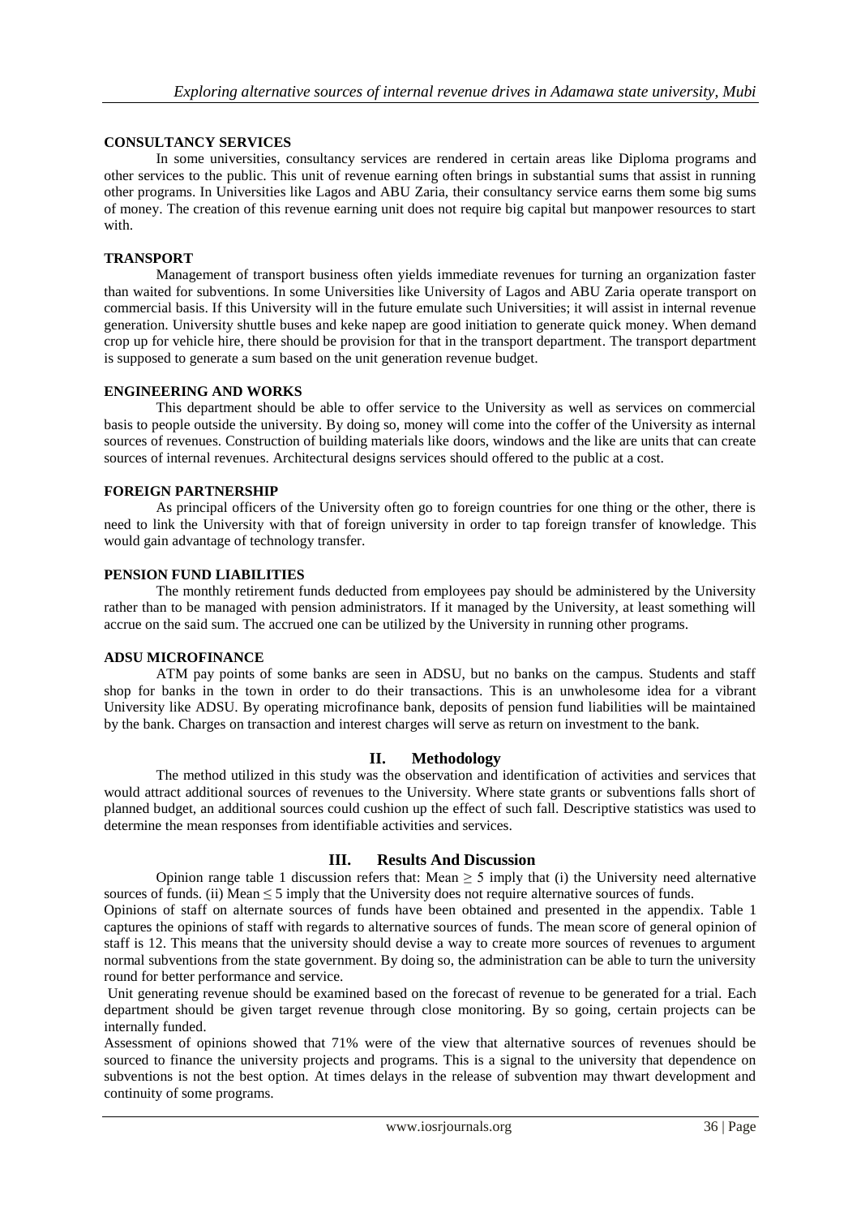#### CONSULTANCY SERVICES

In some universities, consultancy services are rendered in certain areas like Diploma programs and other services to the public. This unit of revenue earning often brings in substantial sums that assist in running other programs. In Universities like Lagos and ABU Zaria, their consultancy service earns them some big sums of money. The creation of this revenue earning unit does not require big capital but manpower resources to start with.

#### TRANSPORT

Management of transport business often yields immediate revenues for turning an organization faster than waited for subventions. In some Universities like University of Lagos and ABU Zaria operate transport on commercial basis. If this University will in the future emulate such Universities; it will assist in internal revenue generation. University shuttle buses and keke napep are good initiation to generate quick money. When demand crop up for vehicle hire, there should be provision for that in the transport department. The transport department is supposed to generate a sum based on the unit generation revenue budget.

#### ENGINEERING AND WORKS

This department should be able to offer service to the University as well as services on commercial basis to people outside the university. By doing so, money will come into the coffer of the University as internal sources of revenues. Construction of building materials like doors, windows and the like are units that can create sources of internal revenues. Architectural designs services should offered to the public at a cost.

#### FOREIGN PARTNERSHIP

As principal officers of the University often go to foreign countries for one thing or the other, there is need to link the University with that of foreign university in order to tap foreign transfer of knowledge. This would gain advantage of technology transfer.

#### PENSION FUND LIABILITIES

The monthly retirement funds deducted from employees pay should be administered by the University rather than to be managed with pension administrators. If it managed by the University, at least something will accrue on the said sum. The accrued one can be utilized by the University in running other programs.

#### ADSU MICROFINANCE

ATM pay points of some banks are seen in ADSU, but no banks on the campus. Students and staff shop for banks in the town in order to do their transactions. This is an unwholesome idea for a vibrant University like ADSU. By operating microfinance bank, deposits of pension fund liabilities will be maintained by the bank. Charges on transaction and interest charges will serve as return on investment to the bank.

## II. Methodology

The method utilized in this study was the observation and identification of activities and services that would attract additional sources of revenues to the University. Where state grants or subventions falls short of planned budget, an additional sources could cushion up the effect of such fall. Descriptive statistics was used to determine the mean responses from identifiable activities and services.

## III. Results And Discussion

Opinion range table 1 discussion refers that: Mean $\geq 5$ imply that (i) the University need alternative sources of funds. (ii) Mean $\leq 5$ imply that the University does not require alternative sources of funds.

Opinions of staff on alternate sources of funds have been obtained and presented in the appendix. Table 1 captures the opinions of staff with regards to alternative sources of funds. The mean score of general opinion of staff is 12. This means that the university should devise a way to create more sources of revenues to argument normal subventions from the state government. By doing so, the administration can be able to turn the university round for better performance and service.

Unit generating revenue should be examined based on the forecast of revenue to be generated for a trial. Each department should be given target revenue through close monitoring. By so going, certain projects can be internally funded.

Assessment of opinions showed that 71% were of the view that alternative sources of revenues should be sourced to finance the university projects and programs. This is a signal to the university that dependence on subventions is not the best option. At times delays in the release of subvention may thwart development and continuity of some programs.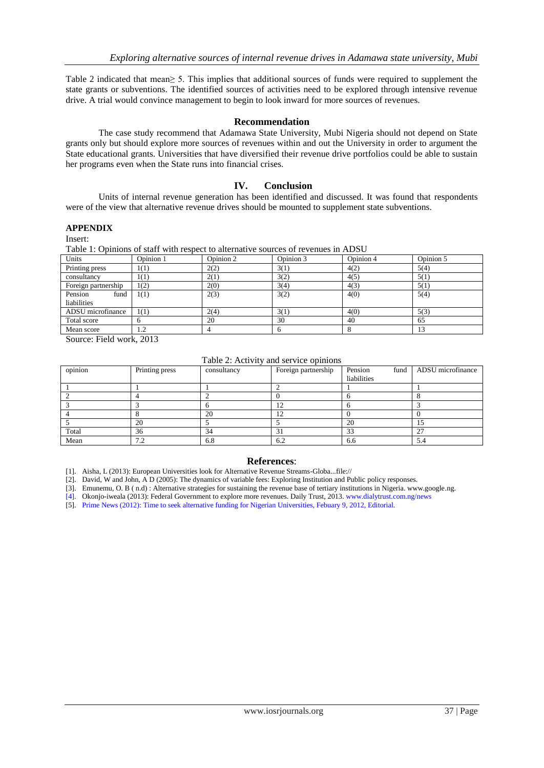Table 2 indicated that mean≥ 5. This implies that additional sources of funds were required to supplement the state grants or subventions. The identified sources of activities need to be explored through intensive revenue drive. A trial would convince management to begin to look inward for more sources of revenues.

## Recommendation

The case study recommend that Adamawa State University, Mubi Nigeria should not depend on State grants only but should explore more sources of revenues within and out the University in order to argument the State educational grants. Universities that have diversified their revenue drive portfolios could be able to sustain her programs even when the State runs into financial crises.

## IV. Conclusion

Units of internal revenue generation has been identified and discussed. It was found that respondents were of the view that alternative revenue drives should be mounted to supplement state subventions.

### APPENDIX

Insert:

Table 1: Opinions of staff with respect to alternative sources of revenues in ADSU

| Units | Opinion 1 | Opinion 2 | Opinion 3 | Opinion 4 | Opinion 5 |
|---|---|---|---|---|---|
| Printing press | 1(1) | 2(2) | 3(1) | 4(2) | 5(4) |
| consultancy | 1(1) | 2(1) | 3(2) | 4(5) | 5(1) |
| Foreign partnership | 1(2) | 2(0) | 3(4) | 4(3) | 5(1) |
| Pension fund liabilities | 1(1) | 2(3) | 3(2) | 4(0) | 5(4) |
| ADSU microfinance | 1(1) | 2(4) | 3(1) | 4(0) | 5(3) |
| Total score | 6 | 20 | 30 | 40 | 65 |
| Mean score | 1.2 | 4 | 6 | 8 | 13 |

Source: Field work, 2013

Table 2: Activity and service opinions

| opinion | Printing press | consultancy | Foreign partnership | Pension fund liabilities | ADSU microfinance |
|---|---|---|---|---|---|
| 1 | 1 | 1 | 2 | 1 | 1 |
| 2 | 4 | 2 | 0 | 6 | 8 |
| 3 | 3 | 6 | 12 | 6 | 3 |
| 4 | 8 | 20 | 12 | 0 | 0 |
| 5 | 20 | 5 | 5 | 20 | 15 |
| Total | 36 | 34 | 31 | 33 | 27 |
| Mean | 7.2 | 6.8 | 6.2 | 6.6 | 5.4 |

## References:

[1]. Aisha, L (2013): European Universities look for Alternative Revenue Streams-Globa...file://

[2]. David, W and John, A D (2005): The dynamics of variable fees: Exploring Institution and Public policy responses.

[3]. Emunemu, O. B ( n.d) : Alternative strategies for sustaining the revenue base of tertiary institutions in Nigeria. www.google.ng.

[4]. Okonjo-iweala (2013): Federal Government to explore more revenues. Daily Trust, 2013. www.dialytrust.com.ng/news

[5]. Prime News (2012): Time to seek alternative funding for Nigerian Universities, Febuary 9, 2012, Editorial.